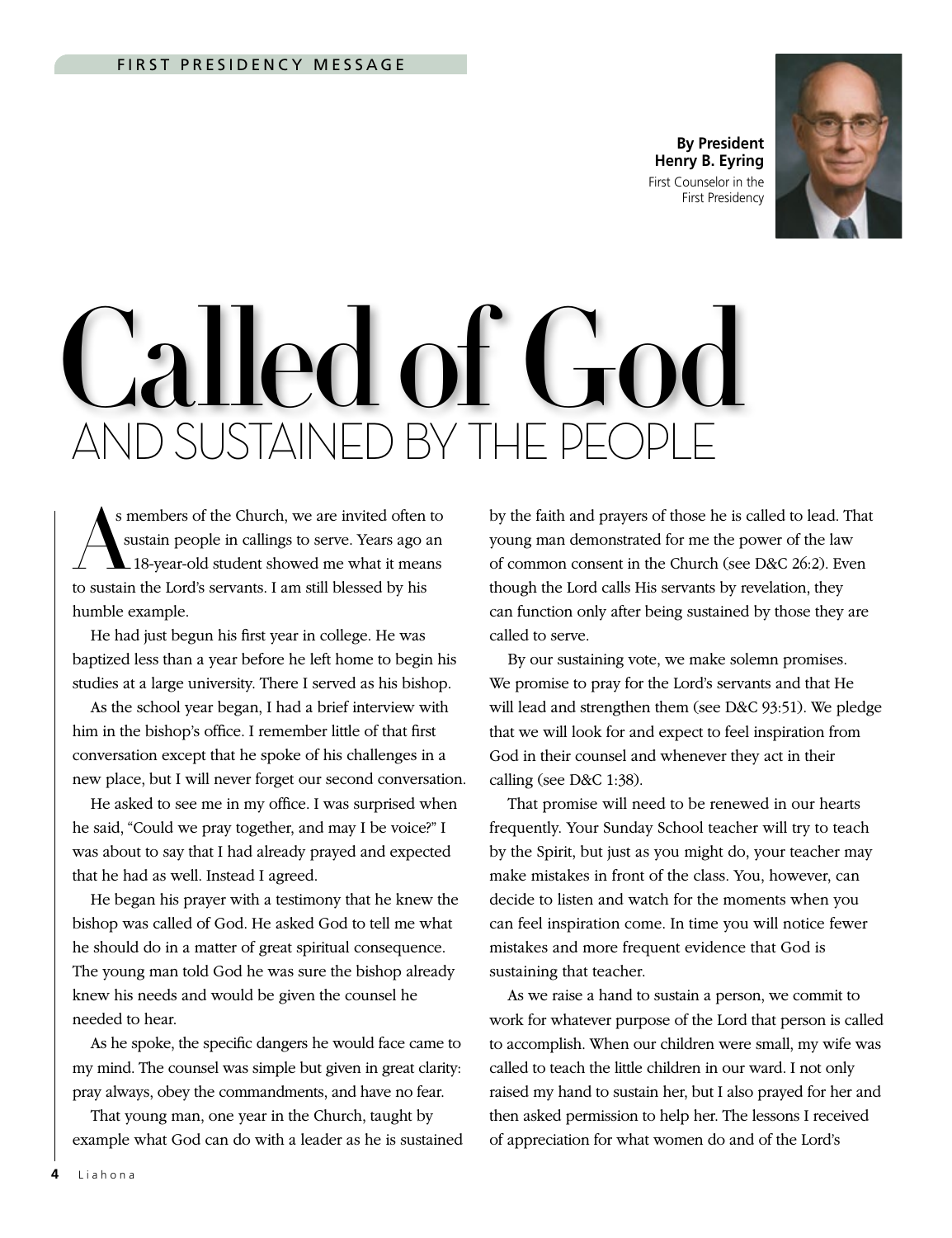FIRST PRESIDENCY MESSAGE

**By President Henry B. Eyring**
First Counselor in the First Presidency

# Called of God
## AND SUSTAINED BY THE PEOPLE

As members of the Church, we are invited often to sustain people in callings to serve. Years ago an 18-year-old student showed me what it means to sustain the Lord's servants. I am still blessed by his humble example.

He had just begun his first year in college. He was baptized less than a year before he left home to begin his studies at a large university. There I served as his bishop.

As the school year began, I had a brief interview with him in the bishop's office. I remember little of that first conversation except that he spoke of his challenges in a new place, but I will never forget our second conversation.

He asked to see me in my office. I was surprised when he said, "Could we pray together, and may I be voice?" I was about to say that I had already prayed and expected that he had as well. Instead I agreed.

He began his prayer with a testimony that he knew the bishop was called of God. He asked God to tell me what he should do in a matter of great spiritual consequence. The young man told God he was sure the bishop already knew his needs and would be given the counsel he needed to hear.

As he spoke, the specific dangers he would face came to my mind. The counsel was simple but given in great clarity: pray always, obey the commandments, and have no fear.

That young man, one year in the Church, taught by example what God can do with a leader as he is sustained by the faith and prayers of those he is called to lead. That young man demonstrated for me the power of the law of common consent in the Church (see D&C 26:2). Even though the Lord calls His servants by revelation, they can function only after being sustained by those they are called to serve.

By our sustaining vote, we make solemn promises. We promise to pray for the Lord's servants and that He will lead and strengthen them (see D&C 93:51). We pledge that we will look for and expect to feel inspiration from God in their counsel and whenever they act in their calling (see D&C 1:38).

That promise will need to be renewed in our hearts frequently. Your Sunday School teacher will try to teach by the Spirit, but just as you might do, your teacher may make mistakes in front of the class. You, however, can decide to listen and watch for the moments when you can feel inspiration come. In time you will notice fewer mistakes and more frequent evidence that God is sustaining that teacher.

As we raise a hand to sustain a person, we commit to work for whatever purpose of the Lord that person is called to accomplish. When our children were small, my wife was called to teach the little children in our ward. I not only raised my hand to sustain her, but I also prayed for her and then asked permission to help her. The lessons I received of appreciation for what women do and of the Lord's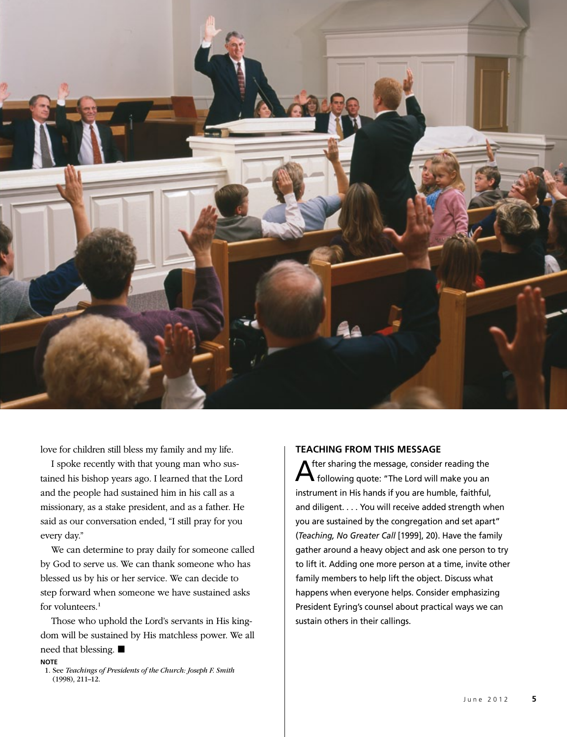love for children still bless my family and my life.

I spoke recently with that young man who sustained his bishop years ago. I learned that the Lord and the people had sustained him in his call as a missionary, as a stake president, and as a father. He said as our conversation ended, "I still pray for you every day."

We can determine to pray daily for someone called by God to serve us. We can thank someone who has blessed us by his or her service. We can decide to step forward when someone we have sustained asks for volunteers.[1]

Those who uphold the Lord's servants in His kingdom will be sustained by His matchless power. We all need that blessing. ■

**NOTE**

1. See *Teachings of Presidents of the Church: Joseph F. Smith* (1998), 211–12.

## TEACHING FROM THIS MESSAGE

After sharing the message, consider reading the following quote: "The Lord will make you an instrument in His hands if you are humble, faithful, and diligent. . . . You will receive added strength when you are sustained by the congregation and set apart" (*Teaching, No Greater Call* [1999], 20). Have the family gather around a heavy object and ask one person to try to lift it. Adding one more person at a time, invite other family members to help lift the object. Discuss what happens when everyone helps. Consider emphasizing President Eyring's counsel about practical ways we can sustain others in their callings.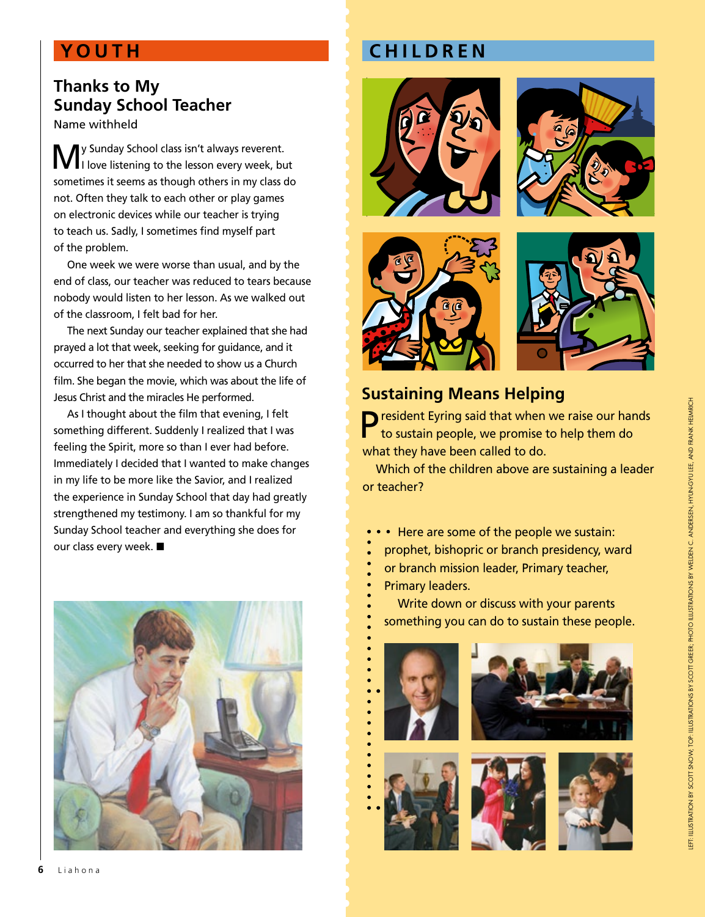## YOUTH

### Thanks to My Sunday School Teacher

Name withheld

My Sunday School class isn't always reverent. I love listening to the lesson every week, but sometimes it seems as though others in my class do not. Often they talk to each other or play games on electronic devices while our teacher is trying to teach us. Sadly, I sometimes find myself part of the problem.

One week we were worse than usual, and by the end of class, our teacher was reduced to tears because nobody would listen to her lesson. As we walked out of the classroom, I felt bad for her.

The next Sunday our teacher explained that she had prayed a lot that week, seeking for guidance, and it occurred to her that she needed to show us a Church film. She began the movie, which was about the life of Jesus Christ and the miracles He performed.

As I thought about the film that evening, I felt something different. Suddenly I realized that I was feeling the Spirit, more so than I ever had before. Immediately I decided that I wanted to make changes in my life to be more like the Savior, and I realized the experience in Sunday School that day had greatly strengthened my testimony. I am so thankful for my Sunday School teacher and everything she does for our class every week. ■

## CHILDREN

### Sustaining Means Helping

President Eyring said that when we raise our hands to sustain people, we promise to help them do what they have been called to do.

Which of the children above are sustaining a leader or teacher?

Here are some of the people we sustain: prophet, bishopric or branch presidency, ward or branch mission leader, Primary teacher, Primary leaders.

Write down or discuss with your parents something you can do to sustain these people.

LEFT: ILLUSTRATION BY SCOTT SNOW; TOP: ILLUSTRATIONS BY SCOTT GREER; PHOTO ILLUSTRATIONS BY WELDEN C. ANDERSEN, HYUNGYU LEE, AND FRANK HELMRICH